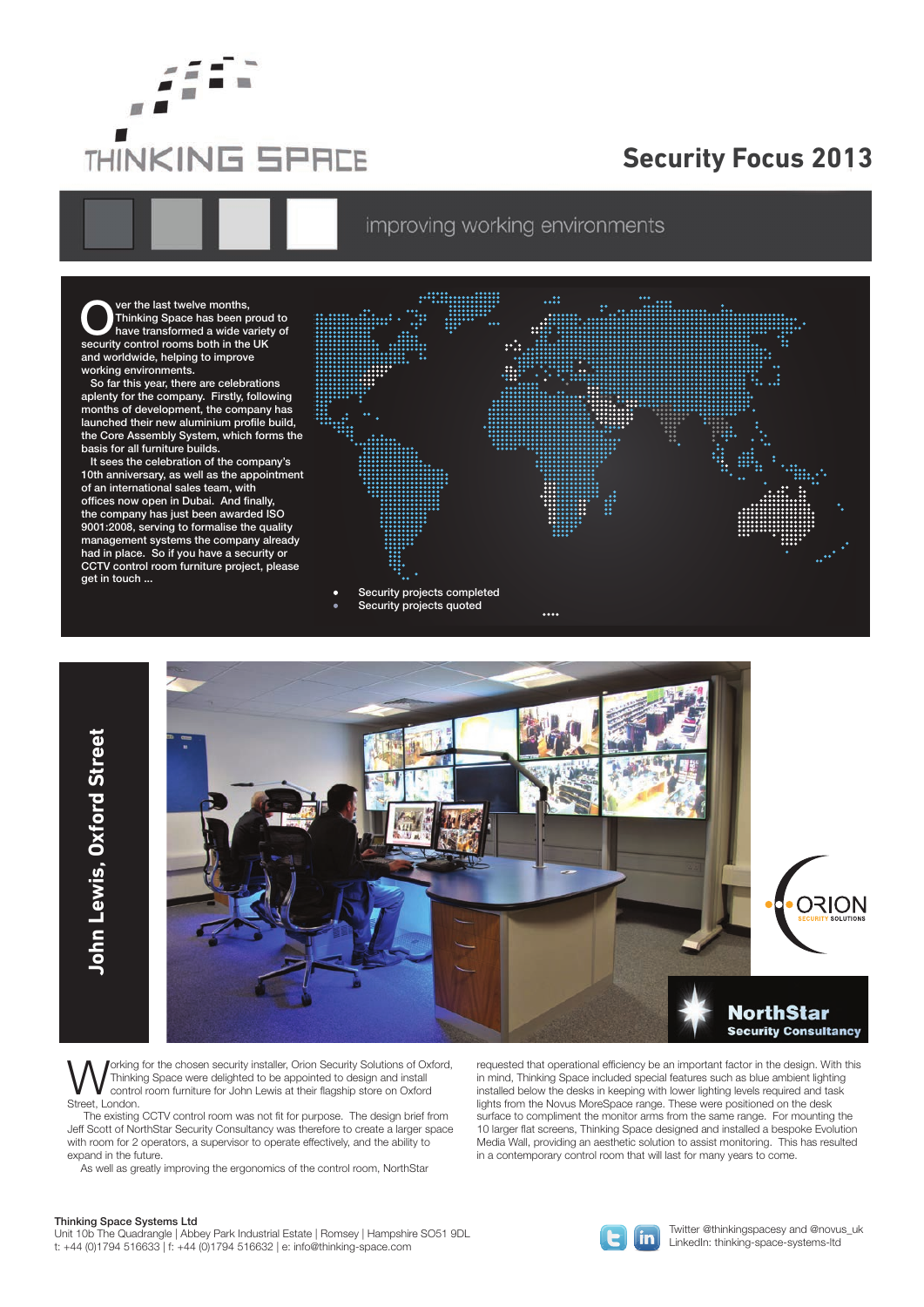# THINKING SPACE

## Security Focus 2013

improving working environments

Over the last twelve months, Thinking Space has been proud to have transformed a wide variety of security control rooms both in the UK and worldwide, helping to improve working environments.

So far this year, there are celebrations aplenty for the company. Firstly, following months of development, the company has launched their new aluminium profile build, the Core Assembly System, which forms the basis for all furniture builds.

It sees the celebration of the company's 10th anniversary, as well as the appointment of an international sales team, with offices now open in Dubai. And finally, the company has just been awarded ISO 9001:2008, serving to formalise the quality management systems the company already had in place. So if you have a security or CCTV control room furniture project, please get in touch ...

- Security projects completed
- Security projects quoted

## John Lewis, Oxford Street

ORION SECURITY SOLUTIONS

NorthStar Security Consultancy

Working for the chosen security installer, Orion Security Solutions of Oxford, Thinking Space were delighted to be appointed to design and install control room furniture for John Lewis at their flagship store on Oxford Street, London.

The existing CCTV control room was not fit for purpose. The design brief from Jeff Scott of NorthStar Security Consultancy was therefore to create a larger space with room for 2 operators, a supervisor to operate effectively, and the ability to expand in the future.

As well as greatly improving the ergonomics of the control room, NorthStar requested that operational efficiency be an important factor in the design. With this in mind, Thinking Space included special features such as blue ambient lighting installed below the desks in keeping with lower lighting levels required and task lights from the Novus MoreSpace range. These were positioned on the desk surface to compliment the monitor arms from the same range. For mounting the 10 larger flat screens, Thinking Space designed and installed a bespoke Evolution Media Wall, providing an aesthetic solution to assist monitoring. This has resulted in a contemporary control room that will last for many years to come.

**Thinking Space Systems Ltd**
Unit 10b The Quadrangle | Abbey Park Industrial Estate | Romsey | Hampshire SO51 9DL
t: +44 (0)1794 516633 | f: +44 (0)1794 516632 | e: info@thinking-space.com

Twitter @thinkingspacesy and @novus_uk
LinkedIn: thinking-space-systems-ltd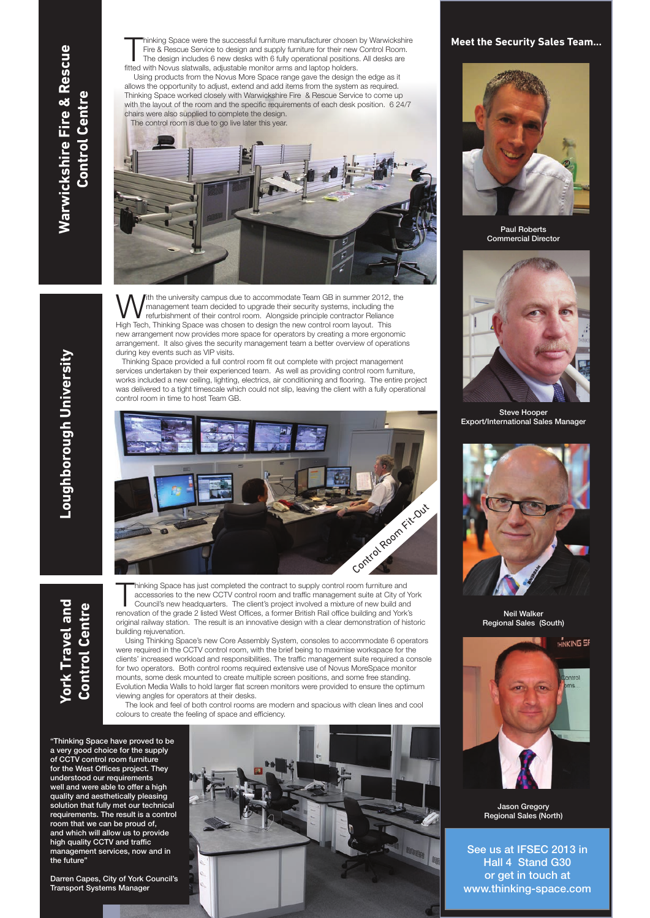## Warwickshire Fire & Rescue Control Centre

Thinking Space were the successful furniture manufacturer chosen by Warwickshire Fire & Rescue Service to design and supply furniture for their new Control Room. The design includes 6 new desks with 6 fully operational positions. All desks are fitted with Novus slatwalls, adjustable monitor arms and laptop holders.

Using products from the Novus More Space range gave the design the edge as it allows the opportunity to adjust, extend and add items from the system as required. Thinking Space worked closely with Warwickshire Fire & Rescue Service to come up with the layout of the room and the specific requirements of each desk position. 6 24/7 chairs were also supplied to complete the design.

The control room is due to go live later this year.

## Loughborough University

With the university campus due to accommodate Team GB in summer 2012, the management team decided to upgrade their security systems, including the refurbishment of their control room. Alongside principle contractor Reliance High Tech, Thinking Space was chosen to design the new control room layout. This new arrangement now provides more space for operators by creating a more ergonomic arrangement. It also gives the security management team a better overview of operations during key events such as VIP visits.

Thinking Space provided a full control room fit out complete with project management services undertaken by their experienced team. As well as providing control room furniture, works included a new ceiling, lighting, electrics, air conditioning and flooring. The entire project was delivered to a tight timescale which could not slip, leaving the client with a fully operational control room in time to host Team GB.

Control Room Fit-Out

## York Travel and Control Centre

Thinking Space has just completed the contract to supply control room furniture and accessories to the new CCTV control room and traffic management suite at City of York Council's new headquarters. The client's project involved a mixture of new build and renovation of the grade 2 listed West Offices, a former British Rail office building and York's original railway station. The result is an innovative design with a clear demonstration of historic building rejuvenation.

Using Thinking Space's new Core Assembly System, consoles to accommodate 6 operators were required in the CCTV control room, with the brief being to maximise workspace for the clients' increased workload and responsibilities. The traffic management suite required a console for two operators. Both control rooms required extensive use of Novus MoreSpace monitor mounts, some desk mounted to create multiple screen positions, and some free standing. Evolution Media Walls to hold larger flat screen monitors were provided to ensure the optimum viewing angles for operators at their desks.

The look and feel of both control rooms are modern and spacious with clean lines and cool colours to create the feeling of space and efficiency.

**"Thinking Space have proved to be a very good choice for the supply of CCTV control room furniture for the West Offices project. They understood our requirements well and were able to offer a high quality and aesthetically pleasing solution that fully met our technical requirements. The result is a control room that we can be proud of, and which will allow us to provide high quality CCTV and traffic management services, now and in the future"**

**Darren Capes, City of York Council's Transport Systems Manager**

## Meet the Security Sales Team...

Paul Roberts
Commercial Director

Steve Hooper
Export/International Sales Manager

Neil Walker
Regional Sales (South)

Jason Gregory
Regional Sales (North)

See us at IFSEC 2013 in Hall 4 Stand G30 or get in touch at www.thinking-space.com